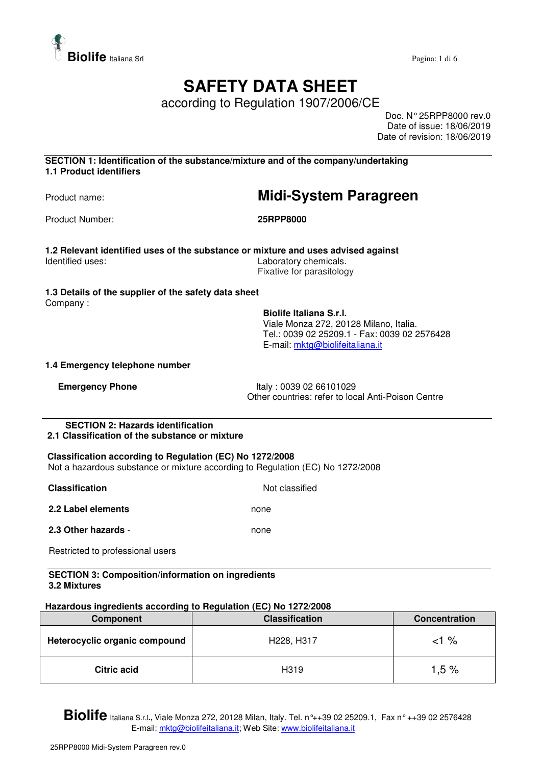# SAFETY DATA SHEET

according to Regulation 1907/2006/CE

Doc. N° 25RPP8000 rev.0
Date of issue: 18/06/2019
Date of revision: 18/06/2019

## SECTION 1: Identification of the substance/mixture and of the company/undertaking

### 1.1 Product identifiers

Product name: **Midi-System Paragreen**

Product Number: **25RPP8000**

### 1.2 Relevant identified uses of the substance or mixture and uses advised against

Identified uses: Laboratory chemicals.
Fixative for parasitology

### 1.3 Details of the supplier of the safety data sheet

Company :

**Biolife Italiana S.r.l.**
Viale Monza 272, 20128 Milano, Italia.
Tel.: 0039 02 25209.1 - Fax: 0039 02 2576428
E-mail: mktg@biolifeitaliana.it

### 1.4 Emergency telephone number

**Emergency Phone** Italy : 0039 02 66101029
Other countries: refer to local Anti-Poison Centre

## SECTION 2: Hazards identification

### 2.1 Classification of the substance or mixture

**Classification according to Regulation (EC) No 1272/2008**
Not a hazardous substance or mixture according to Regulation (EC) No 1272/2008

**Classification** Not classified

**2.2 Label elements** none

**2.3 Other hazards** - none

Restricted to professional users

## SECTION 3: Composition/information on ingredients

### 3.2 Mixtures

**Hazardous ingredients according to Regulation (EC) No 1272/2008**

| Component | Classification | Concentration |
|---|---|---|
| **Heterocyclic organic compound** | H228, H317 | <1 % |
| **Citric acid** | H319 | 1,5 % |

**Biolife** Italiana S.r.l., Viale Monza 272, 20128 Milan, Italy. Tel. n°++39 02 25209.1, Fax n° ++39 02 2576428
E-mail: mktg@biolifeitaliana.it; Web Site: www.biolifeitaliana.it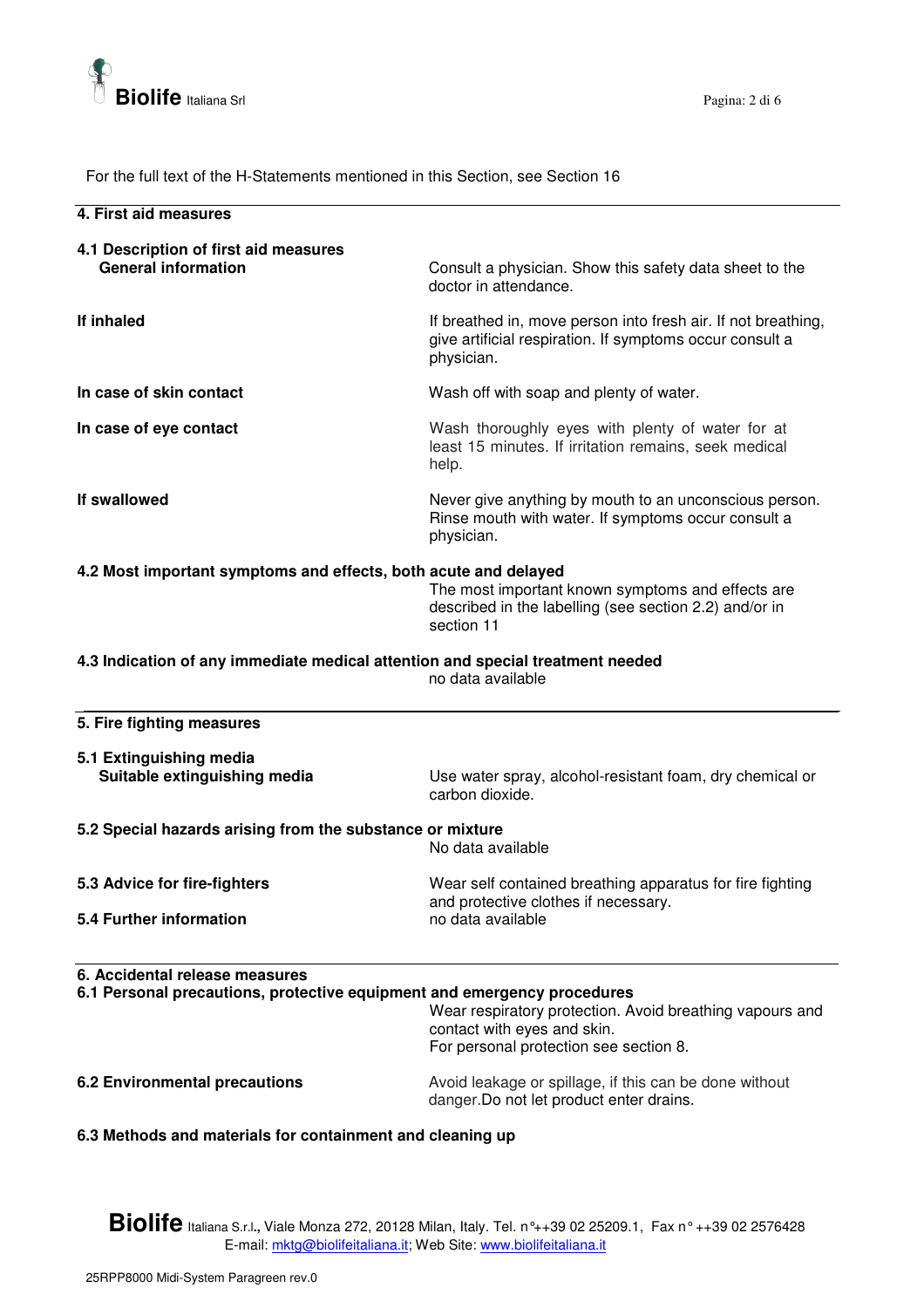For the full text of the H-Statements mentioned in this Section, see Section 16

## 4. First aid measures

### 4.1 Description of first aid measures

**General information**

Consult a physician. Show this safety data sheet to the doctor in attendance.

**If inhaled**

If breathed in, move person into fresh air. If not breathing, give artificial respiration. If symptoms occur consult a physician.

**In case of skin contact**

Wash off with soap and plenty of water.

**In case of eye contact**

Wash thoroughly eyes with plenty of water for at least 15 minutes. If irritation remains, seek medical help.

**If swallowed**

Never give anything by mouth to an unconscious person. Rinse mouth with water. If symptoms occur consult a physician.

### 4.2 Most important symptoms and effects, both acute and delayed

The most important known symptoms and effects are described in the labelling (see section 2.2) and/or in section 11

### 4.3 Indication of any immediate medical attention and special treatment needed

no data available

## 5. Fire fighting measures

### 5.1 Extinguishing media

**Suitable extinguishing media**

Use water spray, alcohol-resistant foam, dry chemical or carbon dioxide.

### 5.2 Special hazards arising from the substance or mixture

No data available

### 5.3 Advice for fire-fighters

Wear self contained breathing apparatus for fire fighting and protective clothes if necessary.

### 5.4 Further information

no data available

## 6. Accidental release measures

### 6.1 Personal precautions, protective equipment and emergency procedures

Wear respiratory protection. Avoid breathing vapours and contact with eyes and skin.
For personal protection see section 8.

### 6.2 Environmental precautions

Avoid leakage or spillage, if this can be done without danger.Do not let product enter drains.

### 6.3 Methods and materials for containment and cleaning up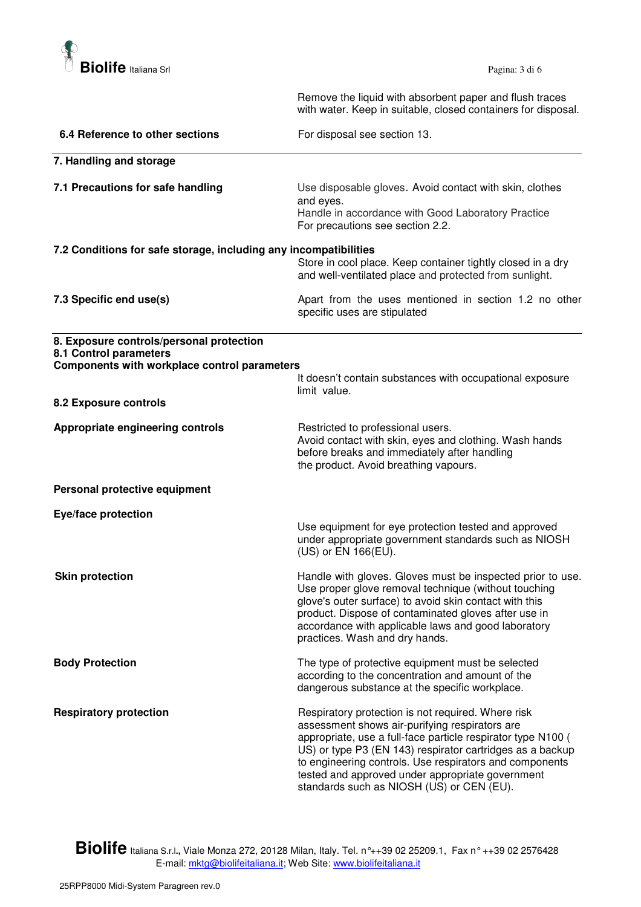Remove the liquid with absorbent paper and flush traces with water. Keep in suitable, closed containers for disposal.

**6.4 Reference to other sections**

For disposal see section 13.

## 7. Handling and storage

**7.1 Precautions for safe handling**

Use disposable gloves. Avoid contact with skin, clothes and eyes.
Handle in accordance with Good Laboratory Practice
For precautions see section 2.2.

**7.2 Conditions for safe storage, including any incompatibilities**

Store in cool place. Keep container tightly closed in a dry and well-ventilated place and protected from sunlight.

**7.3 Specific end use(s)**

Apart from the uses mentioned in section 1.2 no other specific uses are stipulated

## 8. Exposure controls/personal protection

**8.1 Control parameters**

**Components with workplace control parameters**

It doesn't contain substances with occupational exposure limit value.

**8.2 Exposure controls**

**Appropriate engineering controls**

Restricted to professional users.
Avoid contact with skin, eyes and clothing. Wash hands before breaks and immediately after handling the product. Avoid breathing vapours.

**Personal protective equipment**

**Eye/face protection**

Use equipment for eye protection tested and approved under appropriate government standards such as NIOSH (US) or EN 166(EU).

**Skin protection**

Handle with gloves. Gloves must be inspected prior to use. Use proper glove removal technique (without touching glove's outer surface) to avoid skin contact with this product. Dispose of contaminated gloves after use in accordance with applicable laws and good laboratory practices. Wash and dry hands.

**Body Protection**

The type of protective equipment must be selected according to the concentration and amount of the dangerous substance at the specific workplace.

**Respiratory protection**

Respiratory protection is not required. Where risk assessment shows air-purifying respirators are appropriate, use a full-face particle respirator type N100 ( US) or type P3 (EN 143) respirator cartridges as a backup to engineering controls. Use respirators and components tested and approved under appropriate government standards such as NIOSH (US) or CEN (EU).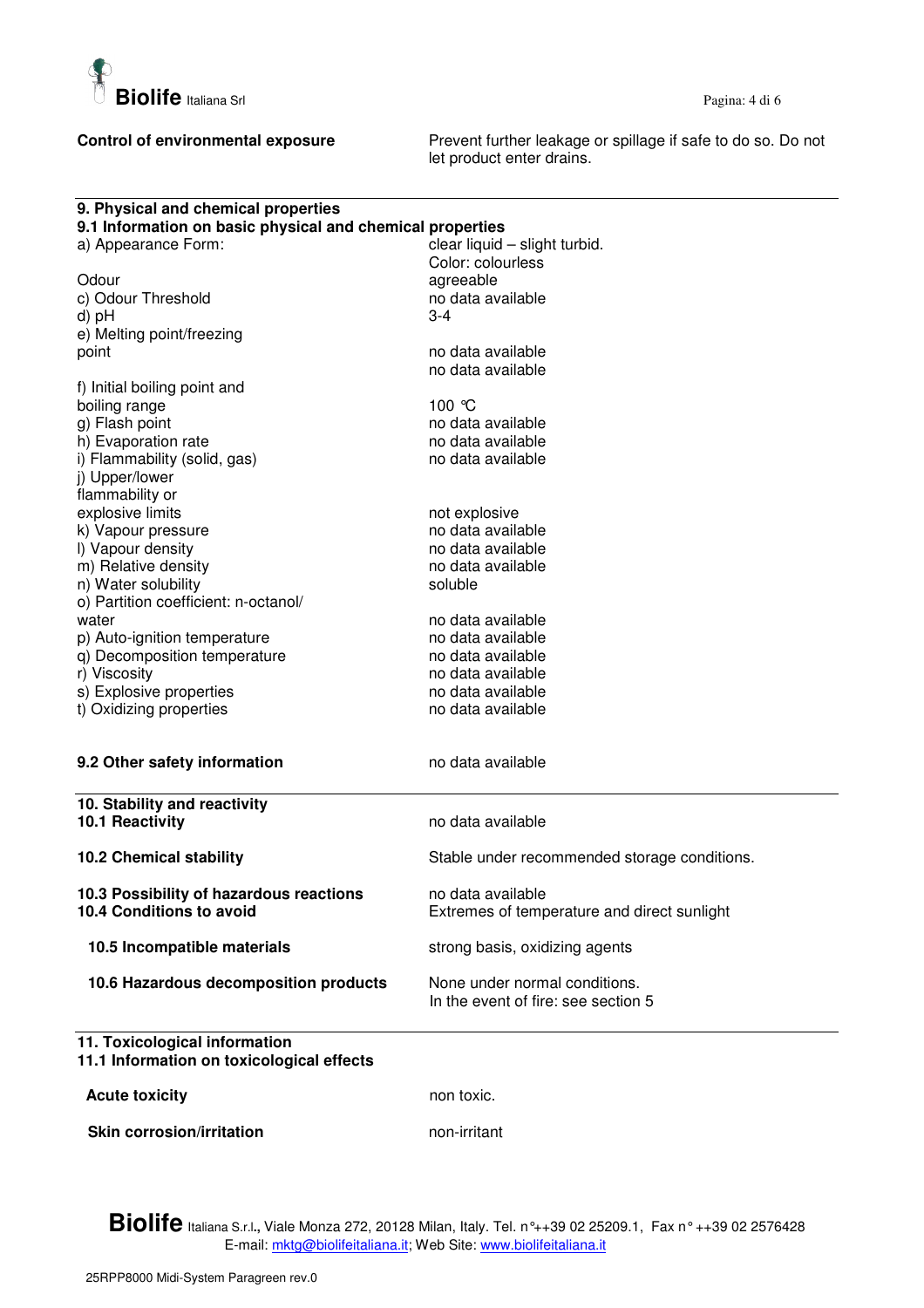| | |
|---|---|
| **Control of environmental exposure** | Prevent further leakage or spillage if safe to do so. Do not let product enter drains. |

## 9. Physical and chemical properties

### 9.1 Information on basic physical and chemical properties

| | |
|---|---|
| a) Appearance Form: | clear liquid – slight turbid.<br>Color: colourless |
| Odour | agreeable |
| c) Odour Threshold | no data available |
| d) pH | 3-4 |
| e) Melting point/freezing point | no data available<br>no data available |
| f) Initial boiling point and boiling range | 100 °C |
| g) Flash point | no data available |
| h) Evaporation rate | no data available |
| i) Flammability (solid, gas) | no data available |
| j) Upper/lower flammability or explosive limits | not explosive |
| k) Vapour pressure | no data available |
| l) Vapour density | no data available |
| m) Relative density | no data available |
| n) Water solubility | soluble |
| o) Partition coefficient: n-octanol/ water | no data available |
| p) Auto-ignition temperature | no data available |
| q) Decomposition temperature | no data available |
| r) Viscosity | no data available |
| s) Explosive properties | no data available |
| t) Oxidizing properties | no data available |

| | |
|---|---|
| **9.2 Other safety information** | no data available |

## 10. Stability and reactivity

| | |
|---|---|
| **10.1 Reactivity** | no data available |
| **10.2 Chemical stability** | Stable under recommended storage conditions. |
| **10.3 Possibility of hazardous reactions** | no data available |
| **10.4 Conditions to avoid** | Extremes of temperature and direct sunlight |
| **10.5 Incompatible materials** | strong basis, oxidizing agents |
| **10.6 Hazardous decomposition products** | None under normal conditions.<br>In the event of fire: see section 5 |

## 11. Toxicological information

### 11.1 Information on toxicological effects

| | |
|---|---|
| **Acute toxicity** | non toxic. |
| **Skin corrosion/irritation** | non-irritant |

**Biolife** Italiana S.r.l., Viale Monza 272, 20128 Milan, Italy. Tel. n°++39 02 25209.1, Fax n° ++39 02 2576428
E-mail: mktg@biolifeitaliana.it; Web Site: www.biolifeitaliana.it

25RPP8000 Midi-System Paragreen rev.0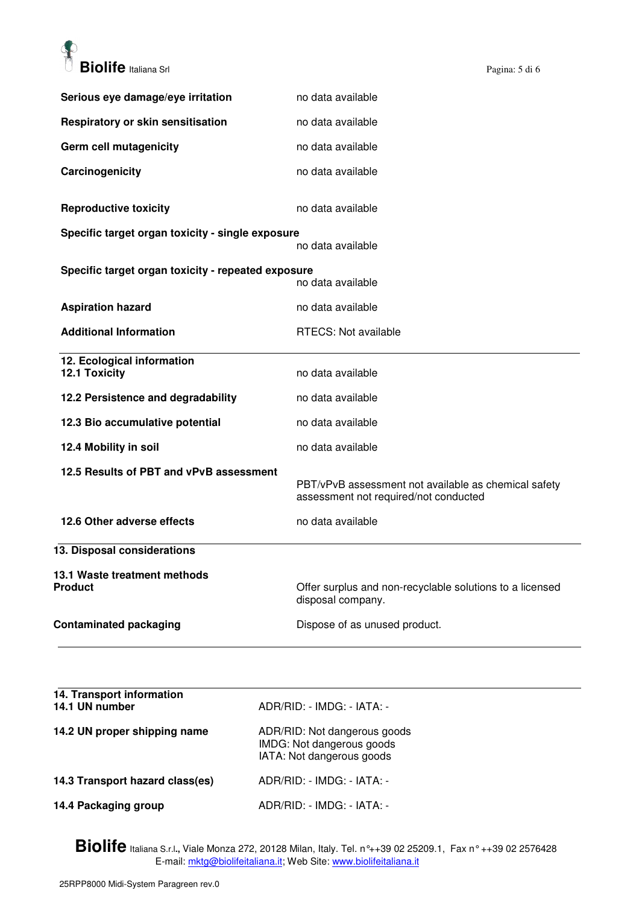| | |
|---|---|
| **Serious eye damage/eye irritation** | no data available |
| **Respiratory or skin sensitisation** | no data available |
| **Germ cell mutagenicity** | no data available |
| **Carcinogenicity** | no data available |
| **Reproductive toxicity** | no data available |
| **Specific target organ toxicity - single exposure** | no data available |
| **Specific target organ toxicity - repeated exposure** | no data available |
| **Aspiration hazard** | no data available |
| **Additional Information** | RTECS: Not available |

## 12. Ecological information

| | |
|---|---|
| **12.1 Toxicity** | no data available |
| **12.2 Persistence and degradability** | no data available |
| **12.3 Bio accumulative potential** | no data available |
| **12.4 Mobility in soil** | no data available |
| **12.5 Results of PBT and vPvB assessment** | PBT/vPvB assessment not available as chemical safety assessment not required/not conducted |
| **12.6 Other adverse effects** | no data available |

## 13. Disposal considerations

**13.1 Waste treatment methods**

| | |
|---|---|
| **Product** | Offer surplus and non-recyclable solutions to a licensed disposal company. |
| **Contaminated packaging** | Dispose of as unused product. |

## 14. Transport information

| | |
|---|---|
| **14.1 UN number** | ADR/RID: - IMDG: - IATA: - |
| **14.2 UN proper shipping name** | ADR/RID: Not dangerous goods<br>IMDG: Not dangerous goods<br>IATA: Not dangerous goods |
| **14.3 Transport hazard class(es)** | ADR/RID: - IMDG: - IATA: - |
| **14.4 Packaging group** | ADR/RID: - IMDG: - IATA: - |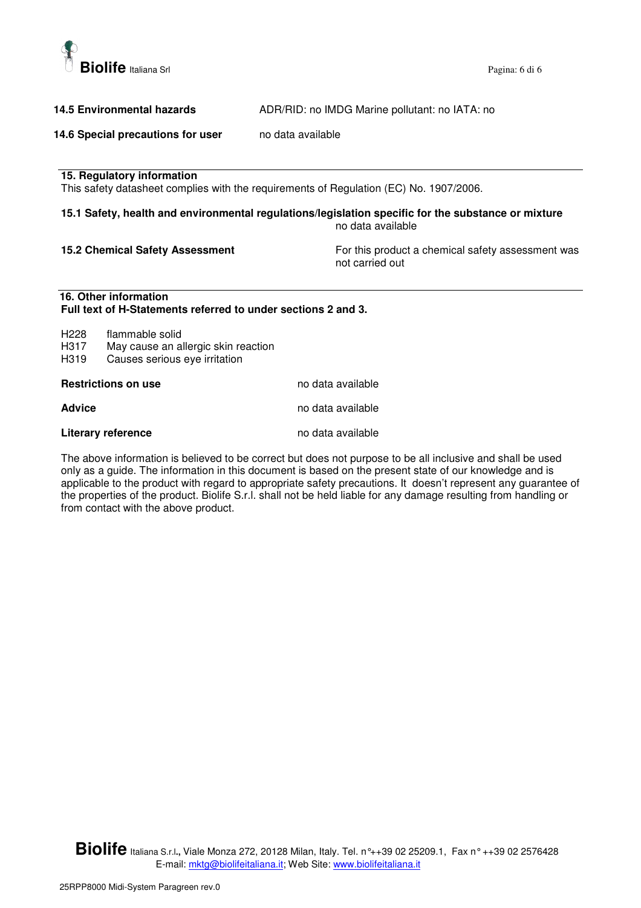**14.5 Environmental hazards** ADR/RID: no IMDG Marine pollutant: no IATA: no

**14.6 Special precautions for user** no data available

## 15. Regulatory information

This safety datasheet complies with the requirements of Regulation (EC) No. 1907/2006.

**15.1 Safety, health and environmental regulations/legislation specific for the substance or mixture**
no data available

**15.2 Chemical Safety Assessment** For this product a chemical safety assessment was not carried out

## 16. Other information

**Full text of H-Statements referred to under sections 2 and 3.**

H228 flammable solid
H317 May cause an allergic skin reaction
H319 Causes serious eye irritation

**Restrictions on use** no data available

**Advice** no data available

**Literary reference** no data available

The above information is believed to be correct but does not purpose to be all inclusive and shall be used only as a guide. The information in this document is based on the present state of our knowledge and is applicable to the product with regard to appropriate safety precautions. It doesn't represent any guarantee of the properties of the product. Biolife S.r.l. shall not be held liable for any damage resulting from handling or from contact with the above product.

**Biolife** Italiana S.r.l., Viale Monza 272, 20128 Milan, Italy. Tel. n°++39 02 25209.1, Fax n° ++39 02 2576428
E-mail: mktg@biolifeitaliana.it; Web Site: www.biolifeitaliana.it

25RPP8000 Midi-System Paragreen rev.0